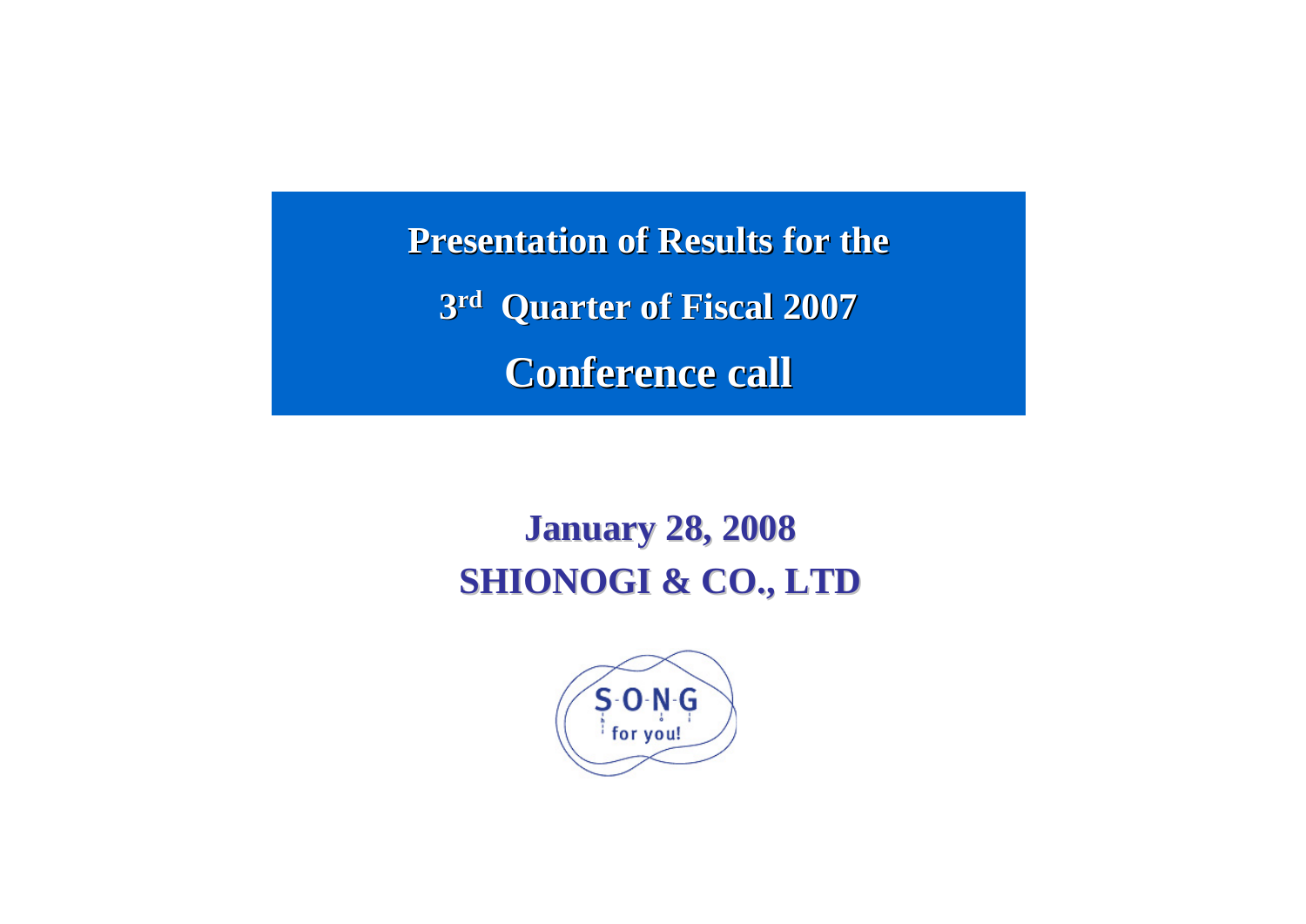# Presentation of Results for the 3rd Quarter of Fiscal 2007 Conference call

**January 28, 2008**

**SHIONOGI & CO., LTD**

S-O-N-G for you!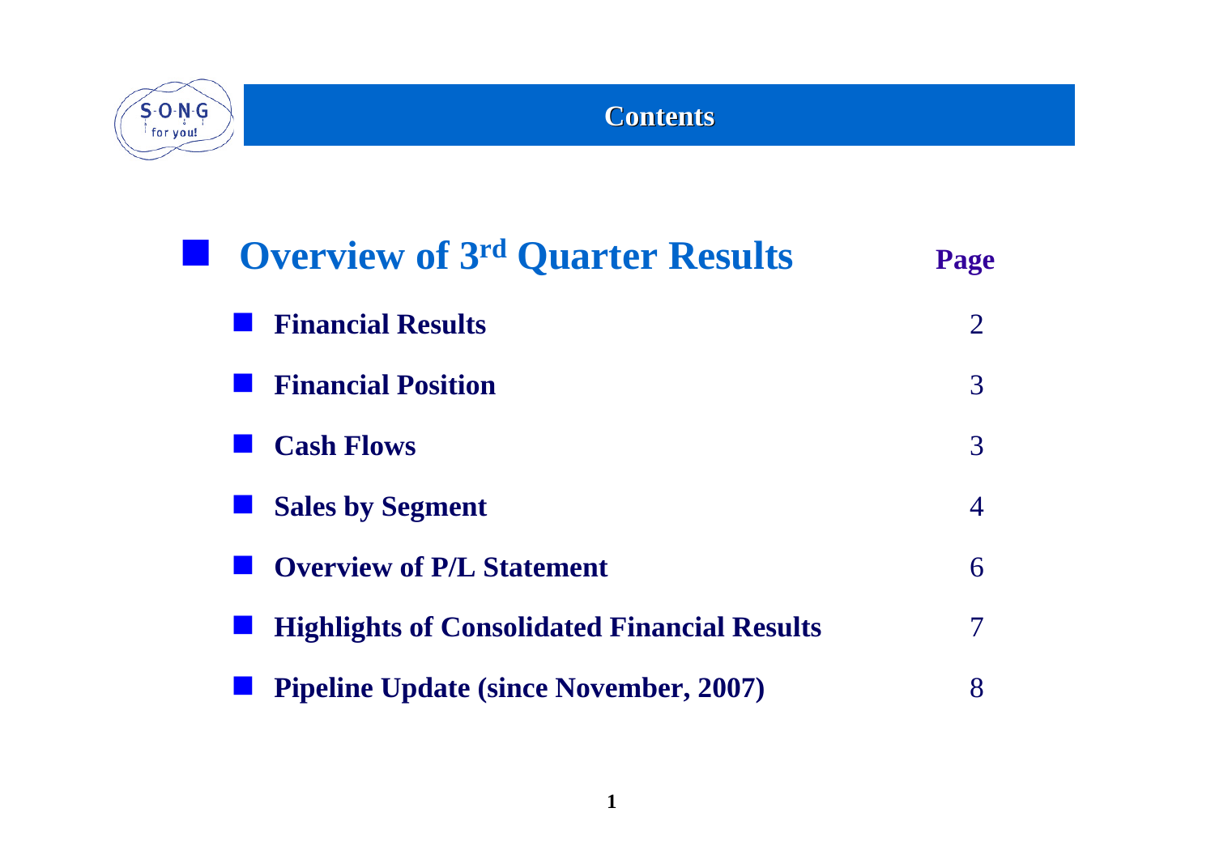# Contents

## Overview of 3rd Quarter Results

| | Page |
|---|---|
| Financial Results | 2 |
| Financial Position | 3 |
| Cash Flows | 3 |
| Sales by Segment | 4 |
| Overview of P/L Statement | 6 |
| Highlights of Consolidated Financial Results | 7 |
| Pipeline Update (since November, 2007) | 8 |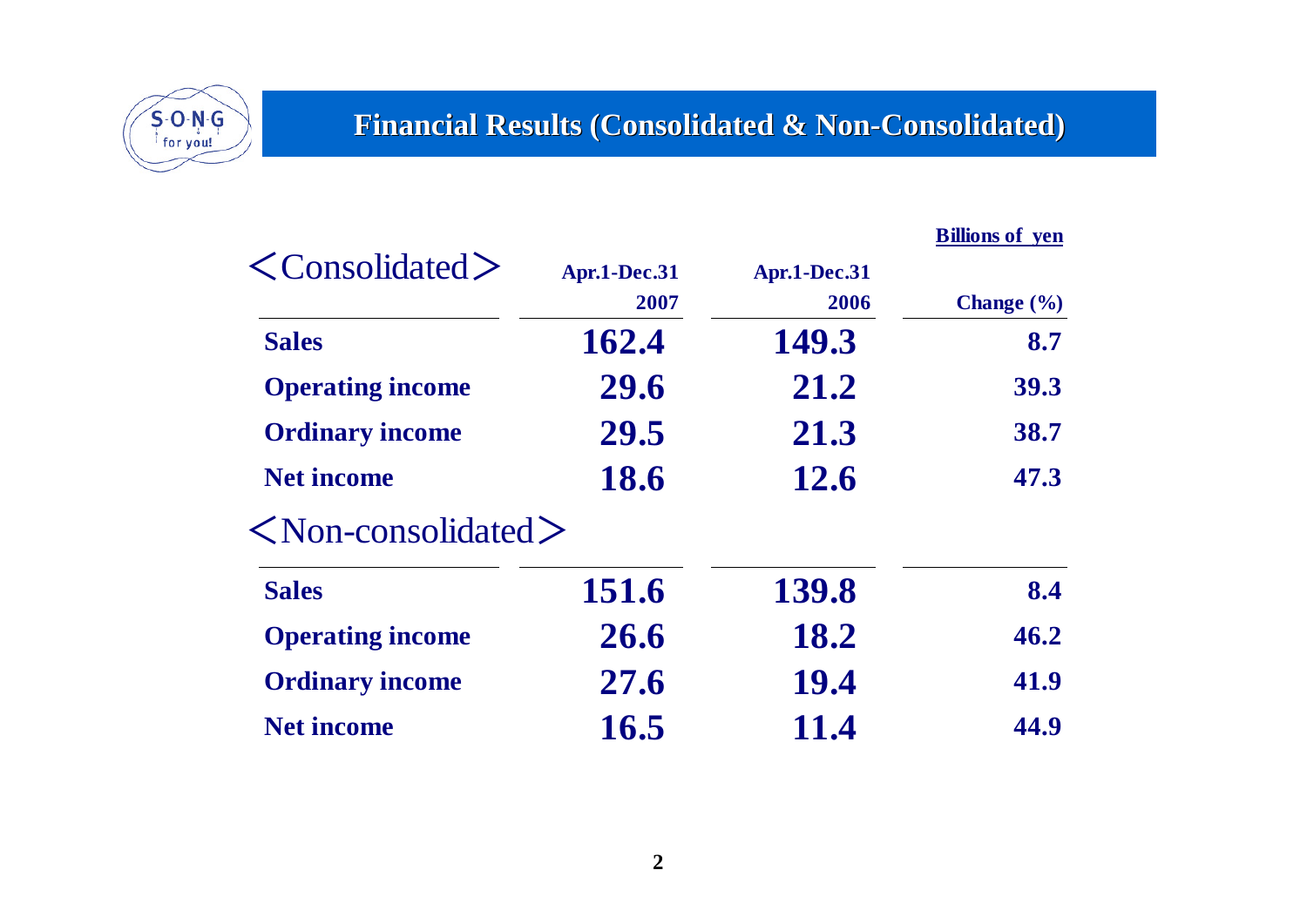# Financial Results (Consolidated & Non-Consolidated)

Billions of yen

| <Consolidated> | Apr.1-Dec.31 2007 | Apr.1-Dec.31 2006 | Change (%) |
|---|---|---|---|
| Sales | 162.4 | 149.3 | 8.7 |
| Operating income | 29.6 | 21.2 | 39.3 |
| Ordinary income | 29.5 | 21.3 | 38.7 |
| Net income | 18.6 | 12.6 | 47.3 |
| **<Non-consolidated>** | | | |
| Sales | 151.6 | 139.8 | 8.4 |
| Operating income | 26.6 | 18.2 | 46.2 |
| Ordinary income | 27.6 | 19.4 | 41.9 |
| Net income | 16.5 | 11.4 | 44.9 |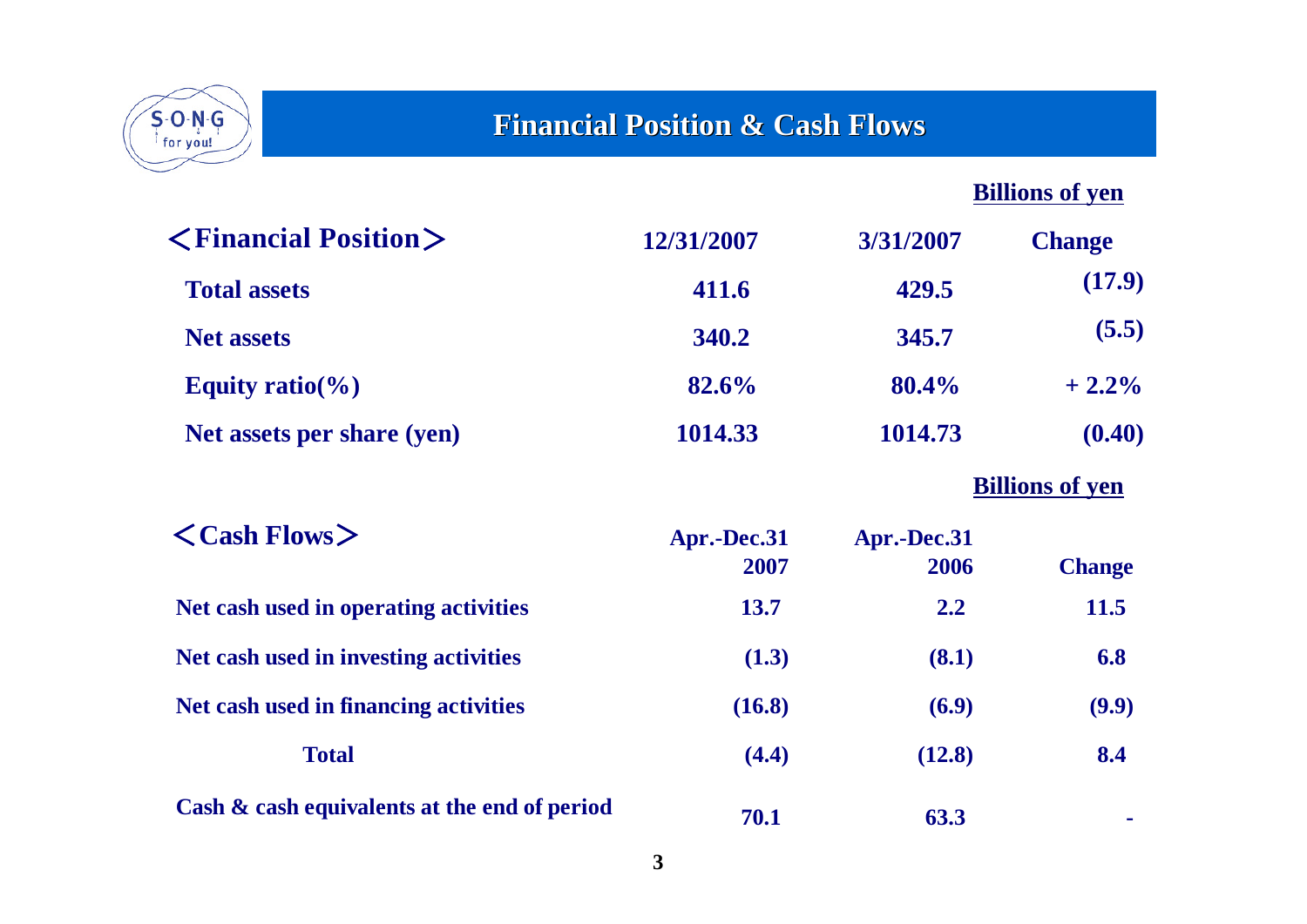# Financial Position & Cash Flows

**Billions of yen**

| ＜Financial Position＞ | 12/31/2007 | 3/31/2007 | Change |
|---|---|---|---|
| **Total assets** | 411.6 | 429.5 | (17.9) |
| **Net assets** | 340.2 | 345.7 | (5.5) |
| **Equity ratio(%)** | 82.6% | 80.4% | + 2.2% |
| **Net assets per share (yen)** | 1014.33 | 1014.73 | (0.40) |

**Billions of yen**

| ＜Cash Flows＞ | Apr.-Dec.31 2007 | Apr.-Dec.31 2006 | Change |
|---|---|---|---|
| **Net cash used in operating activities** | 13.7 | 2.2 | 11.5 |
| **Net cash used in investing activities** | (1.3) | (8.1) | 6.8 |
| **Net cash used in financing activities** | (16.8) | (6.9) | (9.9) |
| **Total** | (4.4) | (12.8) | 8.4 |
| **Cash & cash equivalents at the end of period** | 70.1 | 63.3 | - |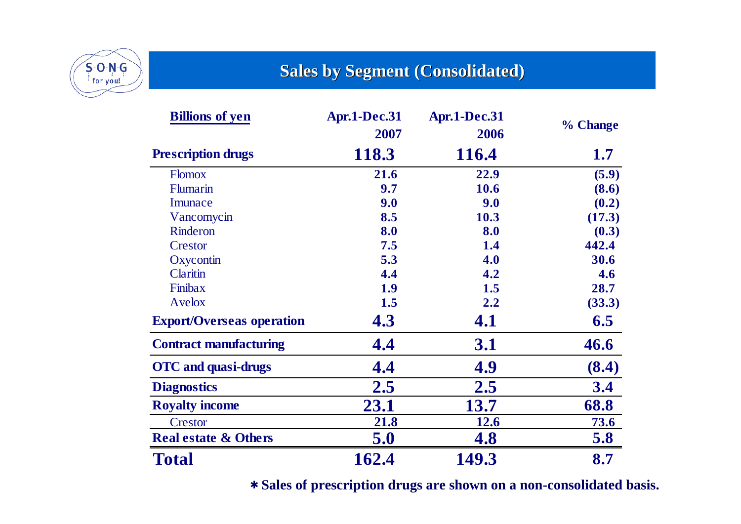## Sales by Segment (Consolidated)

| Billions of yen | Apr.1-Dec.31 2007 | Apr.1-Dec.31 2006 | % Change |
|---|---|---|---|
| **Prescription drugs** | **118.3** | **116.4** | **1.7** |
| Flomox | 21.6 | 22.9 | (5.9) |
| Flumarin | 9.7 | 10.6 | (8.6) |
| Imunace | 9.0 | 9.0 | (0.2) |
| Vancomycin | 8.5 | 10.3 | (17.3) |
| Rinderon | 8.0 | 8.0 | (0.3) |
| Crestor | 7.5 | 1.4 | 442.4 |
| Oxycontin | 5.3 | 4.0 | 30.6 |
| Claritin | 4.4 | 4.2 | 4.6 |
| Finibax | 1.9 | 1.5 | 28.7 |
| Avelox | 1.5 | 2.2 | (33.3) |
| **Export/Overseas operation** | **4.3** | **4.1** | **6.5** |
| **Contract manufacturing** | **4.4** | **3.1** | **46.6** |
| **OTC and quasi-drugs** | **4.4** | **4.9** | **(8.4)** |
| **Diagnostics** | **2.5** | **2.5** | **3.4** |
| **Royalty income** | **23.1** | **13.7** | **68.8** |
| Crestor | 21.8 | 12.6 | 73.6 |
| **Real estate & Others** | **5.0** | **4.8** | **5.8** |
| **Total** | **162.4** | **149.3** | **8.7** |

**∗ Sales of prescription drugs are shown on a non-consolidated basis.**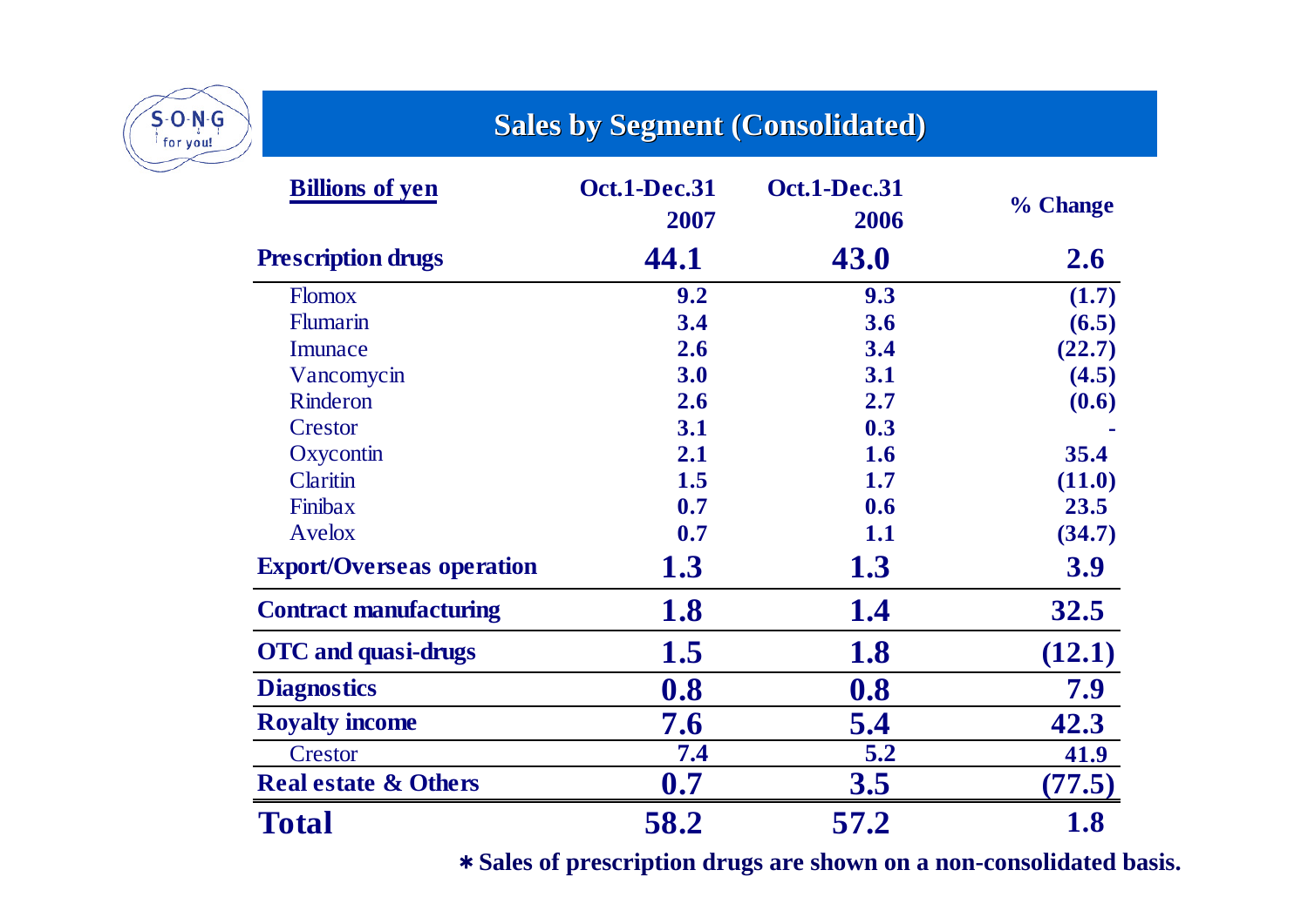## Sales by Segment (Consolidated)

| Billions of yen | Oct.1-Dec.31 2007 | Oct.1-Dec.31 2006 | % Change |
|---|---|---|---|
| **Prescription drugs** | **44.1** | **43.0** | **2.6** |
| Flomox | 9.2 | 9.3 | (1.7) |
| Flumarin | 3.4 | 3.6 | (6.5) |
| Imunace | 2.6 | 3.4 | (22.7) |
| Vancomycin | 3.0 | 3.1 | (4.5) |
| Rinderon | 2.6 | 2.7 | (0.6) |
| Crestor | 3.1 | 0.3 | - |
| Oxycontin | 2.1 | 1.6 | 35.4 |
| Claritin | 1.5 | 1.7 | (11.0) |
| Finibax | 0.7 | 0.6 | 23.5 |
| Avelox | 0.7 | 1.1 | (34.7) |
| **Export/Overseas operation** | **1.3** | **1.3** | **3.9** |
| **Contract manufacturing** | **1.8** | **1.4** | **32.5** |
| **OTC and quasi-drugs** | **1.5** | **1.8** | **(12.1)** |
| **Diagnostics** | **0.8** | **0.8** | **7.9** |
| **Royalty income** | **7.6** | **5.4** | **42.3** |
| Crestor | 7.4 | 5.2 | 41.9 |
| **Real estate & Others** | **0.7** | **3.5** | **(77.5)** |
| **Total** | **58.2** | **57.2** | **1.8** |

**∗ Sales of prescription drugs are shown on a non-consolidated basis.**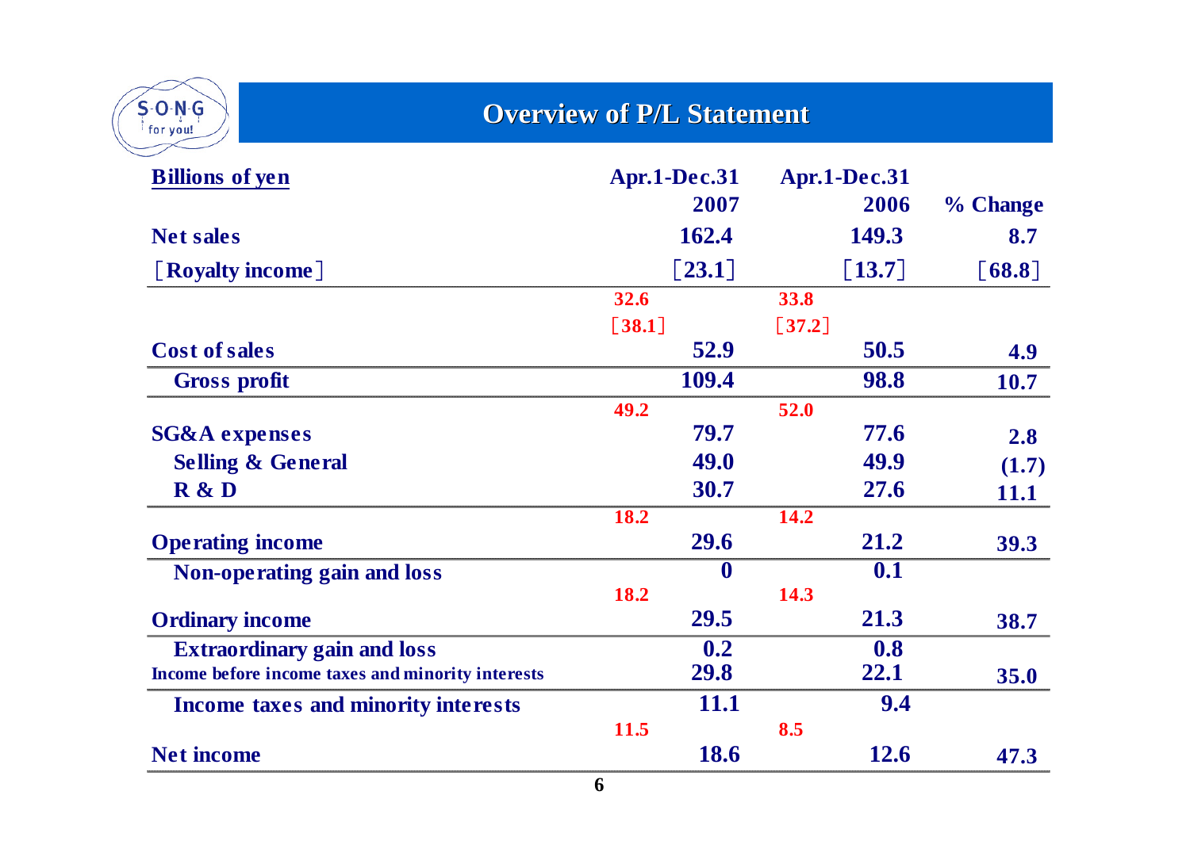# Overview of P/L Statement

| Billions of yen | Apr.1-Dec.31 2007 | Apr.1-Dec.31 2006 | % Change |
|---|---|---|---|
| Net sales | 162.4 | 149.3 | 8.7 |
| ［Royalty income］ | ［23.1］ | ［13.7］ | ［68.8］ |
| | 32.6 ［38.1］ | 33.8 ［37.2］ | |
| Cost of sales | 52.9 | 50.5 | 4.9 |
| Gross profit | 109.4 | 98.8 | 10.7 |
| | 49.2 | 52.0 | |
| SG&A expenses | 79.7 | 77.6 | 2.8 |
| Selling & General | 49.0 | 49.9 | (1.7) |
| R & D | 30.7 | 27.6 | 11.1 |
| | 18.2 | 14.2 | |
| Operating income | 29.6 | 21.2 | 39.3 |
| Non-operating gain and loss | 0 | 0.1 | |
| | 18.2 | 14.3 | |
| Ordinary income | 29.5 | 21.3 | 38.7 |
| Extraordinary gain and loss | 0.2 | 0.8 | |
| Income before income taxes and minority interests | 29.8 | 22.1 | 35.0 |
| Income taxes and minority interests | 11.1 | 9.4 | |
| | 11.5 | 8.5 | |
| Net income | 18.6 | 12.6 | 47.3 |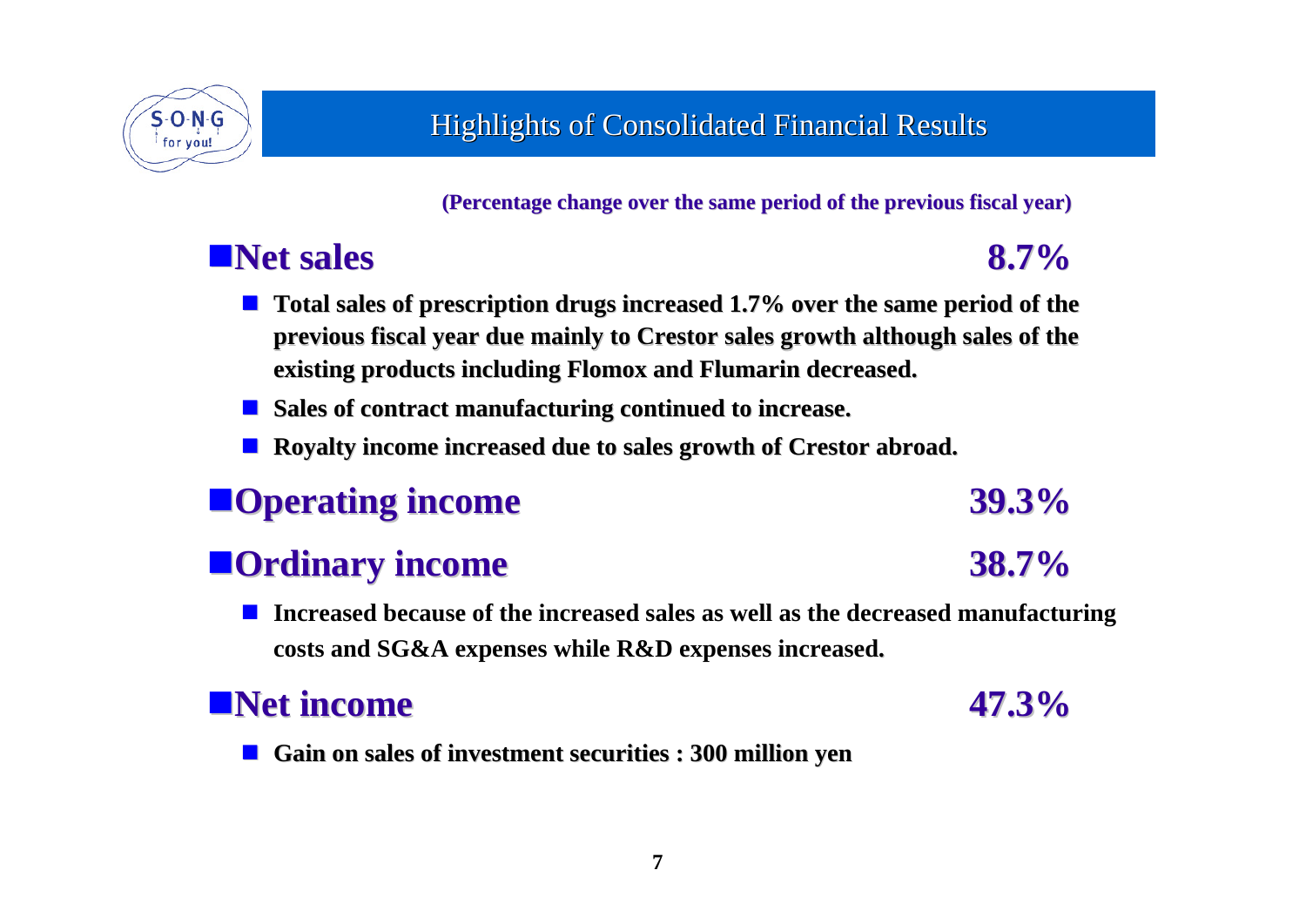# Highlights of Consolidated Financial Results

**(Percentage change over the same period of the previous fiscal year)**

## Net sales 8.7%

- **Total sales of prescription drugs increased 1.7% over the same period of the previous fiscal year due mainly to Crestor sales growth although sales of the existing products including Flomox and Flumarin decreased.**
- **Sales of contract manufacturing continued to increase.**
- **Royalty income increased due to sales growth of Crestor abroad.**

## Operating income 39.3%

## Ordinary income 38.7%

- **Increased because of the increased sales as well as the decreased manufacturing costs and SG&A expenses while R&D expenses increased.**

## Net income 47.3%

- **Gain on sales of investment securities : 300 million yen**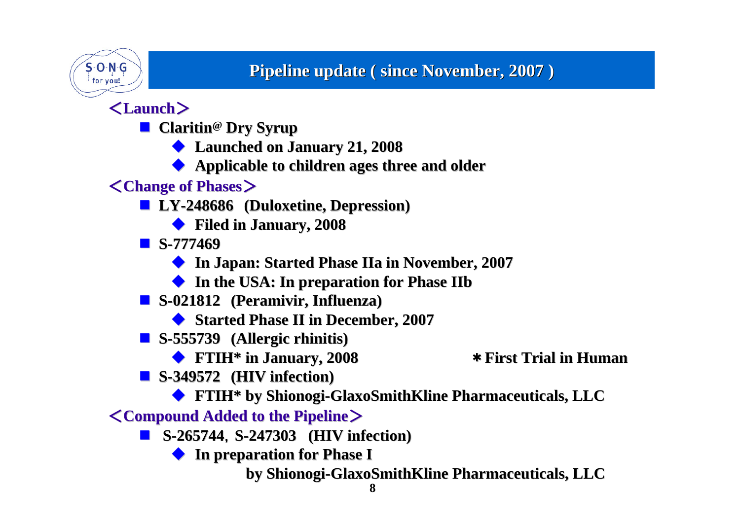# Pipeline update ( since November, 2007 )

## ＜Launch＞

- **Claritin@ Dry Syrup**
  - **Launched on January 21, 2008**
  - **Applicable to children ages three and older**

## ＜Change of Phases＞

- **LY-248686 (Duloxetine, Depression)**
  - **Filed in January, 2008**
- **S-777469**
  - **In Japan: Started Phase IIa in November, 2007**
  - **In the USA: In preparation for Phase IIb**
- **S-021812 (Peramivir, Influenza)**
  - **Started Phase II in December, 2007**
- **S-555739 (Allergic rhinitis)**
  - **FTIH* in January, 2008**
- **S-349572 (HIV infection)**
  - **FTIH* by Shionogi-GlaxoSmithKline Pharmaceuticals, LLC**

**＊First Trial in Human**

## ＜Compound Added to the Pipeline＞

- **S-265744, S-247303 (HIV infection)**
  - **In preparation for Phase I by Shionogi-GlaxoSmithKline Pharmaceuticals, LLC**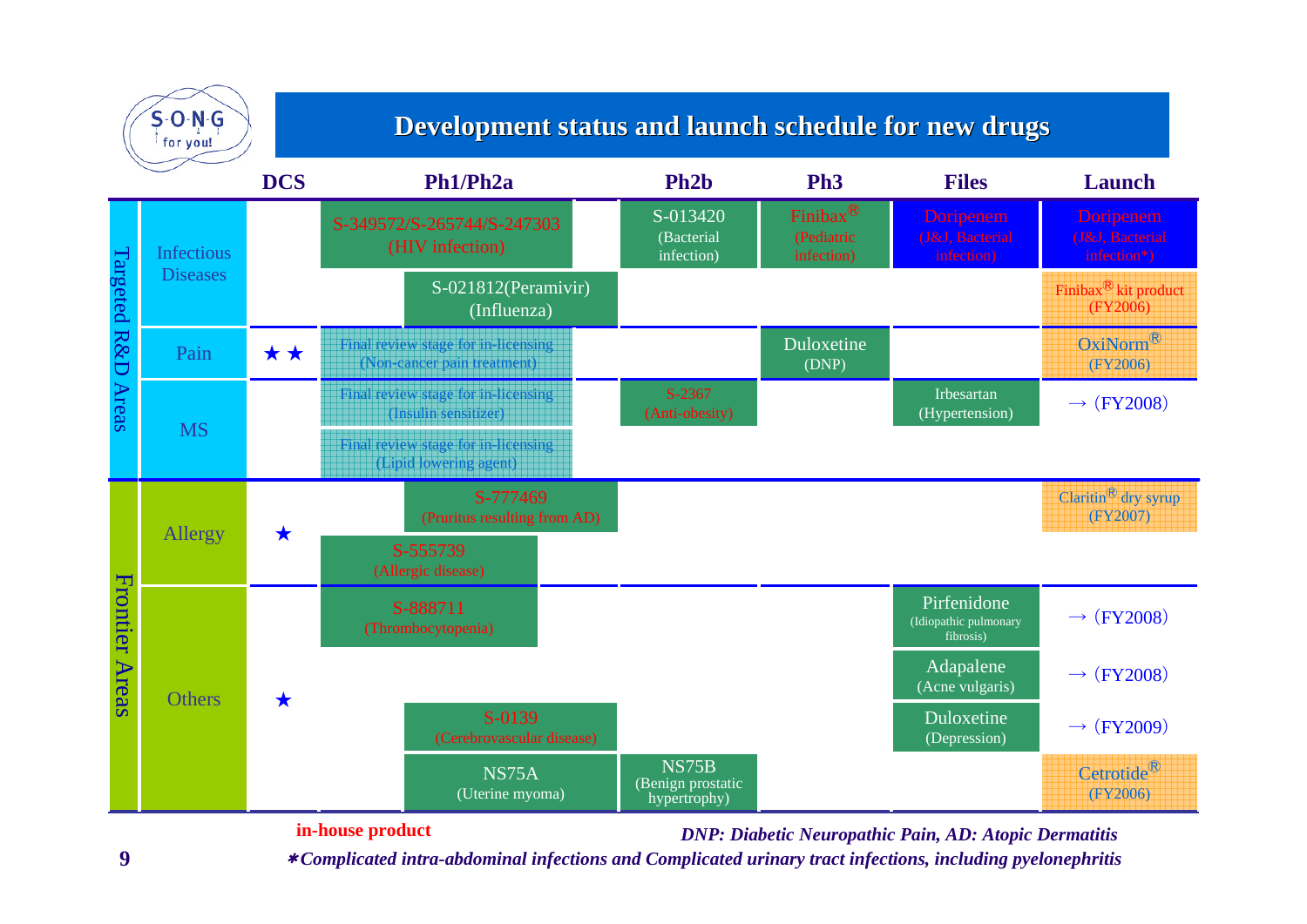# Development status and launch schedule for new drugs

| | | DCS | Ph1/Ph2a | Ph2b | Ph3 | Files | Launch |
|---|---|---|---|---|---|---|---|
| Targeted R&D Areas | Infectious Diseases | | S-349572/S-265744/S-247303 (HIV infection) | S-013420 (Bacterial infection) | Finibax® (Pediatric infection) | Doripenem (J&J, Bacterial infection) | Doripenem (J&J, Bacterial infection*) |
| | | | S-021812(Peramivir) (Influenza) | | | | Finibax® kit product (FY2006) |
| | Pain | ★★ | Final review stage for in-licensing (Non-cancer pain treatment) | | Duloxetine (DNP) | | OxiNorm® (FY2006) |
| | MS | | Final review stage for in-licensing (Insulin sensitizer) | S-2367 (Anti-obesity) | | Irbesartan (Hypertension) | → (FY2008) |
| | | | Final review stage for in-licensing (Lipid lowering agent) | | | | |
| Frontier Areas | Allergy | ★ | S-777469 (Pruritus resulting from AD) | | | | Claritin® dry syrup (FY2007) |
| | | | S-555739 (Allergic disease) | | | | |
| | Others | ★ | S-888711 (Thrombocytopenia) | | | Pirfenidone (Idiopathic pulmonary fibrosis) | → (FY2008) |
| | | | | | | Adapalene (Acne vulgaris) | → (FY2008) |
| | | | S-0139 (Cerebrovascular disease) | | | Duloxetine (Depression) | → (FY2009) |
| | | | NS75A (Uterine myoma) | NS75B (Benign prostatic hypertrophy) | | | Cetrotide® (FY2006) |

**in-house product**

***DNP: Diabetic Neuropathic Pain, AD: Atopic Dermatitis***

****Complicated intra-abdominal infections and Complicated urinary tract infections, including pyelonephritis***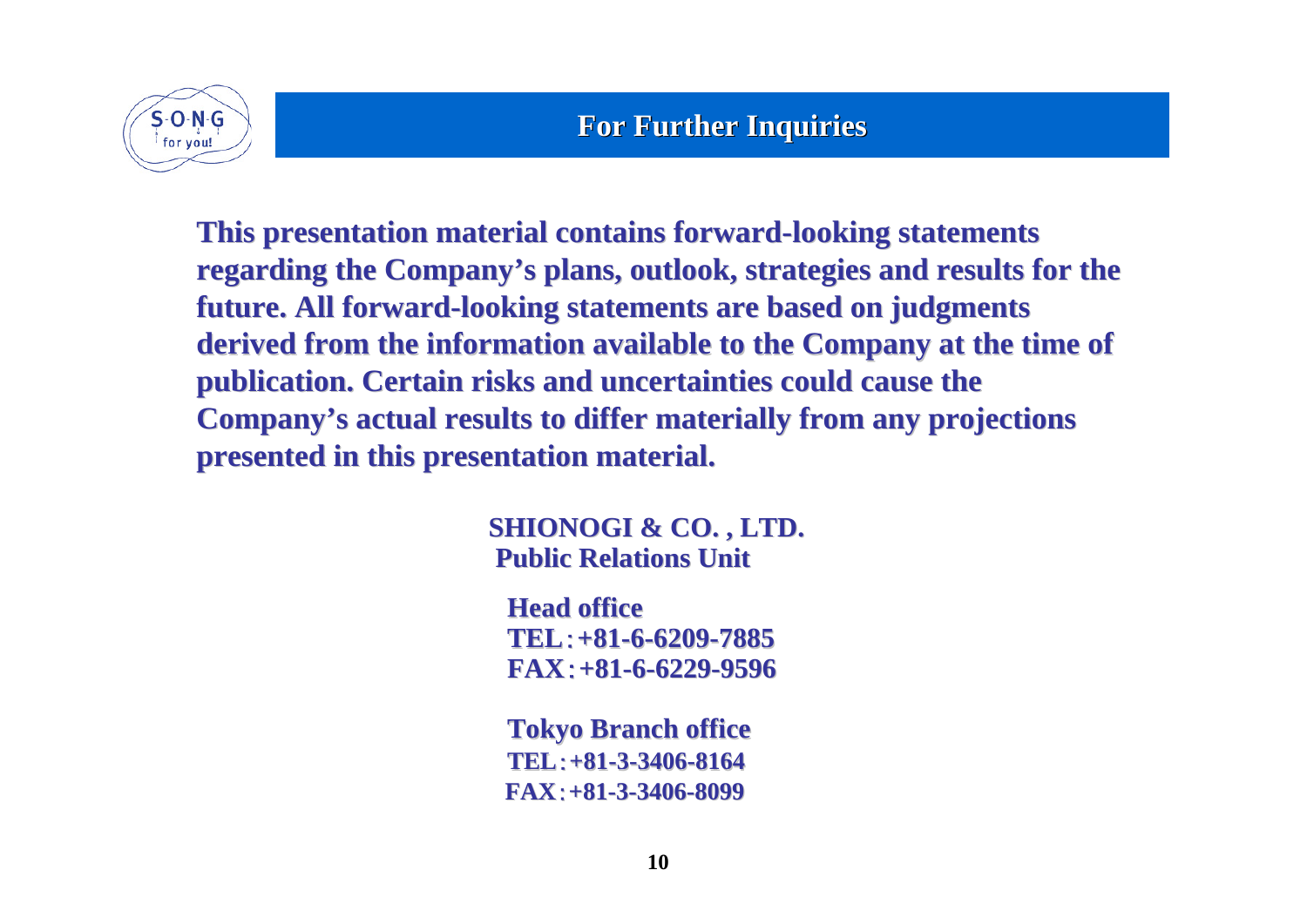# For Further Inquiries

**This presentation material contains forward-looking statements regarding the Company's plans, outlook, strategies and results for the future. All forward-looking statements are based on judgments derived from the information available to the Company at the time of publication. Certain risks and uncertainties could cause the Company's actual results to differ materially from any projections presented in this presentation material.**

**SHIONOGI & CO. , LTD.**
**Public Relations Unit**

**Head office**
**TEL：+81-6-6209-7885**
**FAX：+81-6-6229-9596**

**Tokyo Branch office**
**TEL：+81-3-3406-8164**
**FAX：+81-3-3406-8099**